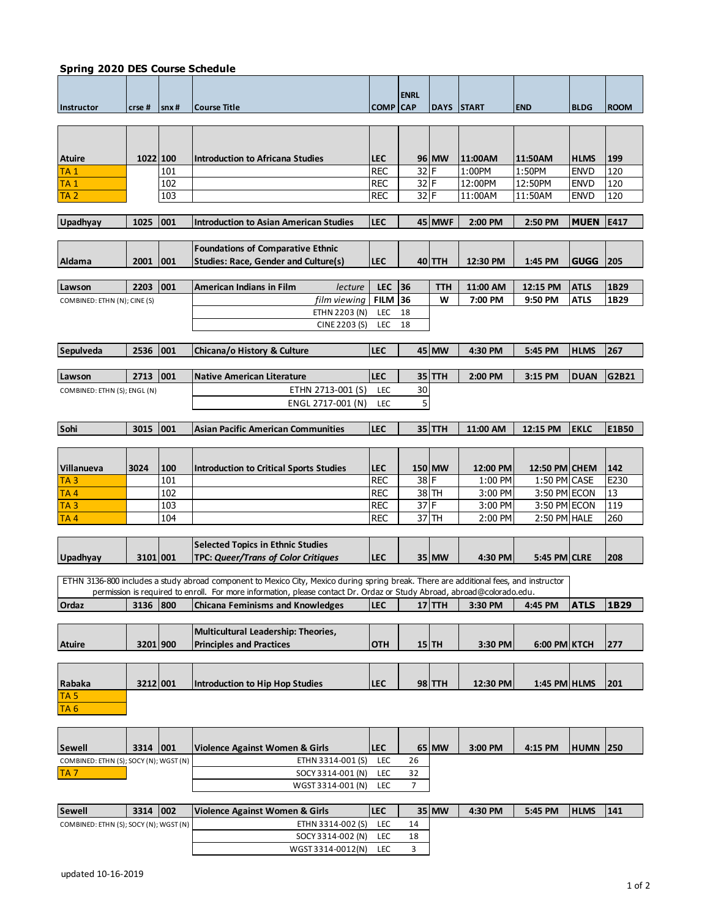**Spring 2020 DES Course Schedule**

| Instructor | crse # | snx # | Course Title | COMP | ENRL CAP | DAYS | START | END | BLDG | ROOM |
|---|---|---|---|---|---|---|---|---|---|---|
| **Atuire** | **1022** | **100** | **Introduction to Africana Studies** | **LEC** | **96** | **MW** | **11:00AM** | **11:50AM** | **HLMS** | **199** |
| TA 1 | | 101 | | REC | 32 | F | 1:00PM | 1:50PM | ENVD | 120 |
| TA 1 | | 102 | | REC | 32 | F | 12:00PM | 12:50PM | ENVD | 120 |
| TA 2 | | 103 | | REC | 32 | F | 11:00AM | 11:50AM | ENVD | 120 |
| **Upadhyay** | **1025** | **001** | **Introduction to Asian American Studies** | **LEC** | **45** | **MWF** | **2:00 PM** | **2:50 PM** | **MUEN** | **E417** |
| **Aldama** | **2001** | **001** | **Foundations of Comparative Ethnic Studies: Race, Gender and Culture(s)** | **LEC** | **40** | **TTH** | **12:30 PM** | **1:45 PM** | **GUGG** | **205** |
| **Lawson** | **2203** | **001** | **American Indians in Film** *lecture* | **LEC** | **36** | **TTH** | **11:00 AM** | **12:15 PM** | **ATLS** | **1B29** |
| COMBINED: ETHN (N); CINE (S) | | | *film viewing* | **FILM** | **36** | **W** | **7:00 PM** | **9:50 PM** | **ATLS** | **1B29** |
| | | | ETHN 2203 (N) | LEC | 18 | | | | | |
| | | | CINE 2203 (S) | LEC | 18 | | | | | |
| **Sepulveda** | **2536** | **001** | **Chicana/o History & Culture** | **LEC** | **45** | **MW** | **4:30 PM** | **5:45 PM** | **HLMS** | **267** |
| **Lawson** | **2713** | **001** | **Native American Literature** | **LEC** | **35** | **TTH** | **2:00 PM** | **3:15 PM** | **DUAN** | **G2B21** |
| COMBINED: ETHN (S); ENGL (N) | | | ETHN 2713-001 (S) | LEC | 30 | | | | | |
| | | | ENGL 2717-001 (N) | LEC | 5 | | | | | |
| **Sohi** | **3015** | **001** | **Asian Pacific American Communities** | **LEC** | **35** | **TTH** | **11:00 AM** | **12:15 PM** | **EKLC** | **E1B50** |
| **Villanueva** | **3024** | **100** | **Introduction to Critical Sports Studies** | **LEC** | **150** | **MW** | **12:00 PM** | **12:50 PM** | **CHEM** | **142** |
| TA 3 | | 101 | | REC | 38 | F | 1:00 PM | 1:50 PM | CASE | E230 |
| TA 4 | | 102 | | REC | 38 | TH | 3:00 PM | 3:50 PM | ECON | 13 |
| TA 3 | | 103 | | REC | 37 | F | 3:00 PM | 3:50 PM | ECON | 119 |
| TA 4 | | 104 | | REC | 37 | TH | 2:00 PM | 2:50 PM | HALE | 260 |
| **Upadhyay** | **3101** | **001** | **Selected Topics in Ethnic Studies TPC: *Queer/Trans of Color Critiques*** | **LEC** | **35** | **MW** | **4:30 PM** | **5:45 PM** | **CLRE** | **208** |
| ETHN 3136-800 includes a study abroad component to Mexico City, Mexico during spring break. There are additional fees, and instructor permission is required to enroll. For more information, please contact Dr. Ordaz or Study Abroad, abroad@colorado.edu. | | | | | | | | | | |
| **Ordaz** | **3136** | **800** | **Chicana Feminisms and Knowledges** | **LEC** | **17** | **TTH** | **3:30 PM** | **4:45 PM** | **ATLS** | **1B29** |
| **Atuire** | **3201** | **900** | **Multicultural Leadership: Theories, Principles and Practices** | **OTH** | **15** | **TH** | **3:30 PM** | **6:00 PM** | **KTCH** | **277** |
| **Rabaka** | **3212** | **001** | **Introduction to Hip Hop Studies** | **LEC** | **98** | **TTH** | **12:30 PM** | **1:45 PM** | **HLMS** | **201** |
| TA 5 | | | | | | | | | | |
| TA 6 | | | | | | | | | | |
| **Sewell** | **3314** | **001** | **Violence Against Women & Girls** | **LEC** | **65** | **MW** | **3:00 PM** | **4:15 PM** | **HUMN** | **250** |
| COMBINED: ETHN (S); SOCY (N); WGST (N) | | | ETHN 3314-001 (S) | LEC | 26 | | | | | |
| TA 7 | | | SOCY 3314-001 (N) | LEC | 32 | | | | | |
| | | | WGST 3314-001 (N) | LEC | 7 | | | | | |
| **Sewell** | **3314** | **002** | **Violence Against Women & Girls** | **LEC** | **35** | **MW** | **4:30 PM** | **5:45 PM** | **HLMS** | **141** |
| COMBINED: ETHN (S); SOCY (N); WGST (N) | | | ETHN 3314-002 (S) | LEC | 14 | | | | | |
| | | | SOCY 3314-002 (N) | LEC | 18 | | | | | |
| | | | WGST 3314-0012(N) | LEC | 3 | | | | | |

updated 10-16-2019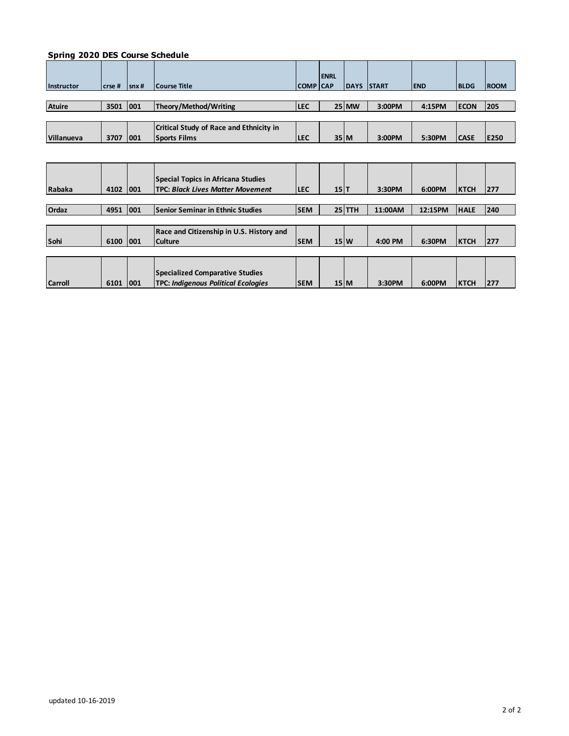**Spring 2020 DES Course Schedule**

| Instructor | crse # | snx # | Course Title | COMP | ENRL CAP | DAYS | START | END | BLDG | ROOM |
|---|---|---|---|---|---|---|---|---|---|---|
| Atuire | 3501 | 001 | Theory/Method/Writing | LEC | 25 | MW | 3:00PM | 4:15PM | ECON | 205 |
| Villanueva | 3707 | 001 | Critical Study of Race and Ethnicity in Sports Films | LEC | 35 | M | 3:00PM | 5:30PM | CASE | E250 |
| Rabaka | 4102 | 001 | Special Topics in Africana Studies TPC: *Black Lives Matter Movement* | LEC | 15 | T | 3:30PM | 6:00PM | KTCH | 277 |
| Ordaz | 4951 | 001 | Senior Seminar in Ethnic Studies | SEM | 25 | TTH | 11:00AM | 12:15PM | HALE | 240 |
| Sohi | 6100 | 001 | Race and Citizenship in U.S. History and Culture | SEM | 15 | W | 4:00 PM | 6:30PM | KTCH | 277 |
| Carroll | 6101 | 001 | Specialized Comparative Studies TPC: *Indigenous Political Ecologies* | SEM | 15 | M | 3:30PM | 6:00PM | KTCH | 277 |

updated 10-16-2019